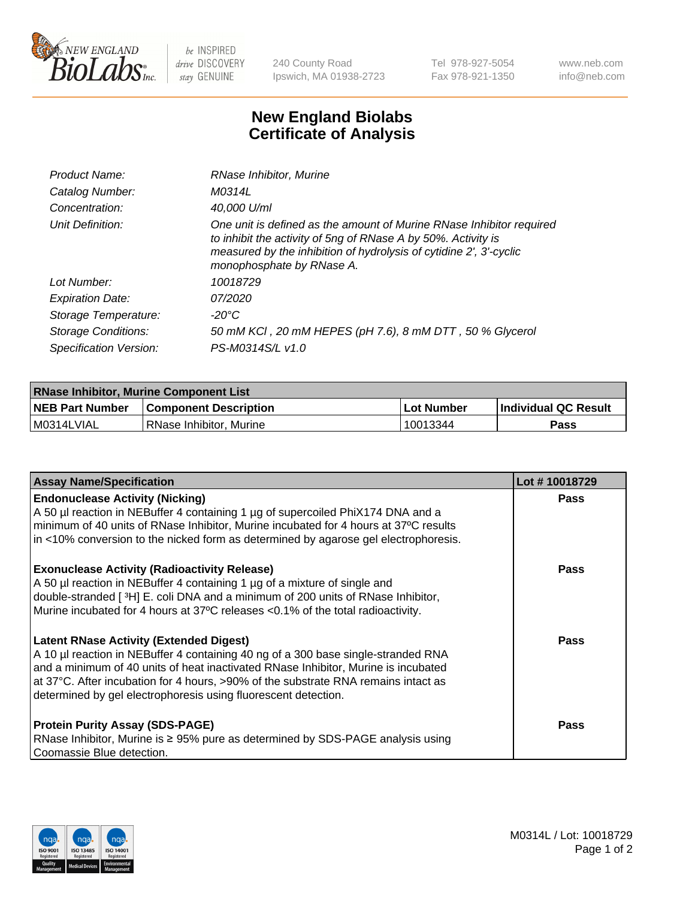New England BioLabs Inc. — be INSPIRED drive DISCOVERY stay GENUINE

240 County Road
Ipswich, MA 01938-2723

Tel 978-927-5054
Fax 978-921-1350

www.neb.com
info@neb.com

# New England Biolabs Certificate of Analysis

| | |
|---|---|
| *Product Name:* | *RNase Inhibitor, Murine* |
| *Catalog Number:* | *M0314L* |
| *Concentration:* | *40,000 U/ml* |
| *Unit Definition:* | *One unit is defined as the amount of Murine RNase Inhibitor required to inhibit the activity of 5ng of RNase A by 50%. Activity is measured by the inhibition of hydrolysis of cytidine 2', 3'-cyclic monophosphate by RNase A.* |
| *Lot Number:* | *10018729* |
| *Expiration Date:* | *07/2020* |
| *Storage Temperature:* | *-20°C* |
| *Storage Conditions:* | *50 mM KCl , 20 mM HEPES (pH 7.6), 8 mM DTT , 50 % Glycerol* |
| *Specification Version:* | *PS-M0314S/L v1.0* |

| RNase Inhibitor, Murine Component List | | | |
|---|---|---|---|
| **NEB Part Number** | **Component Description** | **Lot Number** | **Individual QC Result** |
| M0314LVIAL | RNase Inhibitor, Murine | 10013344 | **Pass** |

| Assay Name/Specification | Lot # 10018729 |
|---|---|
| **Endonuclease Activity (Nicking)**<br>A 50 µl reaction in NEBuffer 4 containing 1 µg of supercoiled PhiX174 DNA and a minimum of 40 units of RNase Inhibitor, Murine incubated for 4 hours at 37ºC results in <10% conversion to the nicked form as determined by agarose gel electrophoresis. | **Pass** |
| **Exonuclease Activity (Radioactivity Release)**<br>A 50 µl reaction in NEBuffer 4 containing 1 µg of a mixture of single and double-stranded [ $^3$H] E. coli DNA and a minimum of 200 units of RNase Inhibitor, Murine incubated for 4 hours at 37ºC releases <0.1% of the total radioactivity. | **Pass** |
| **Latent RNase Activity (Extended Digest)**<br>A 10 µl reaction in NEBuffer 4 containing 40 ng of a 300 base single-stranded RNA and a minimum of 40 units of heat inactivated RNase Inhibitor, Murine is incubated at 37°C. After incubation for 4 hours, >90% of the substrate RNA remains intact as determined by gel electrophoresis using fluorescent detection. | **Pass** |
| **Protein Purity Assay (SDS-PAGE)**<br>RNase Inhibitor, Murine is ≥ 95% pure as determined by SDS-PAGE analysis using Coomassie Blue detection. | **Pass** |

M0314L / Lot: 10018729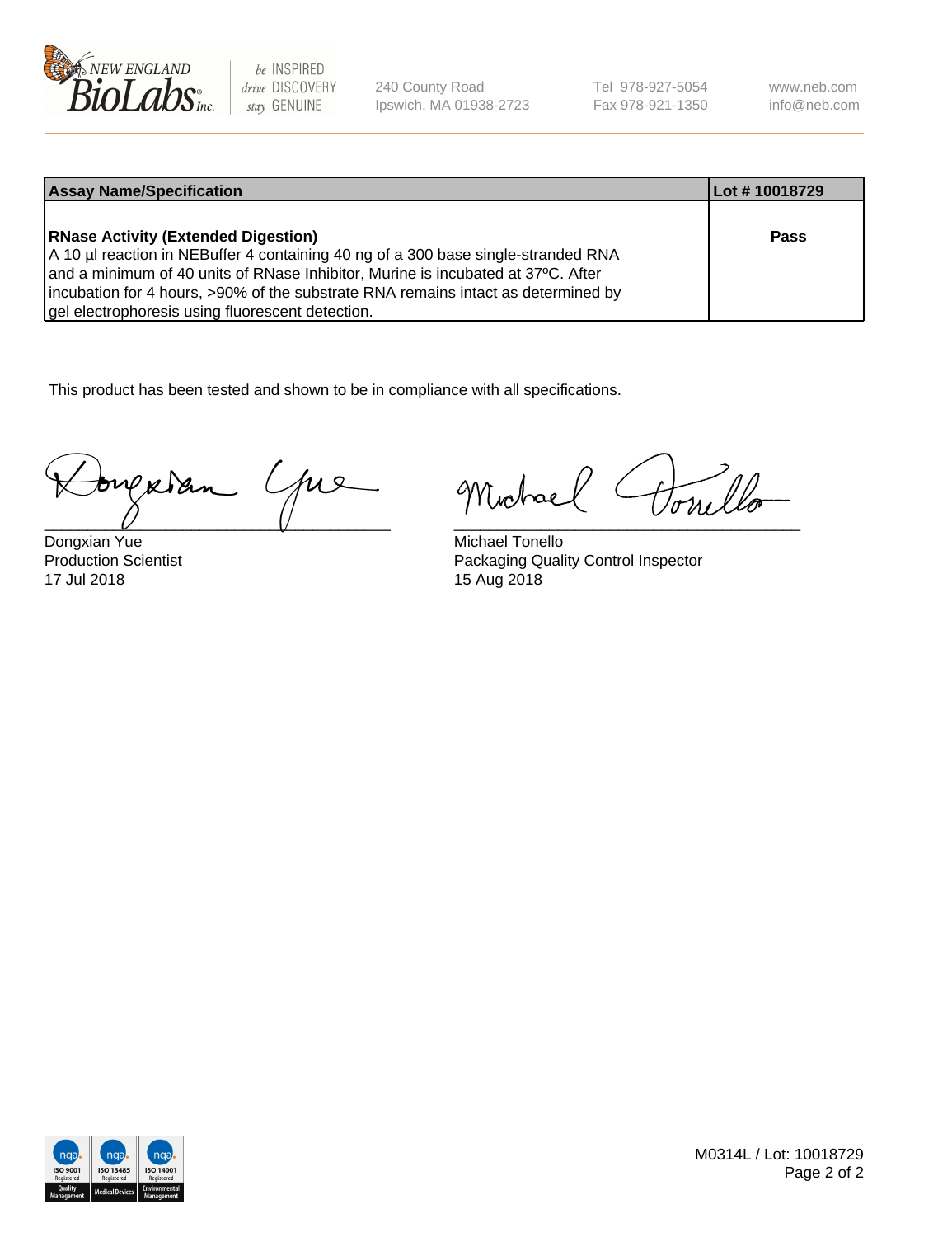NEW ENGLAND BioLabs Inc. | be INSPIRED drive DISCOVERY stay GENUINE | 240 County Road Ipswich, MA 01938-2723 | Tel 978-927-5054 Fax 978-921-1350 | www.neb.com info@neb.com

| Assay Name/Specification | Lot # 10018729 |
|---|---|
| **RNase Activity (Extended Digestion)** A 10 µl reaction in NEBuffer 4 containing 40 ng of a 300 base single-stranded RNA and a minimum of 40 units of RNase Inhibitor, Murine is incubated at 37ºC. After incubation for 4 hours, >90% of the substrate RNA remains intact as determined by gel electrophoresis using fluorescent detection. | **Pass** |

This product has been tested and shown to be in compliance with all specifications.

Dongxian Yue
Production Scientist
17 Jul 2018

Michael Tonello
Packaging Quality Control Inspector
15 Aug 2018

M0314L / Lot: 10018729